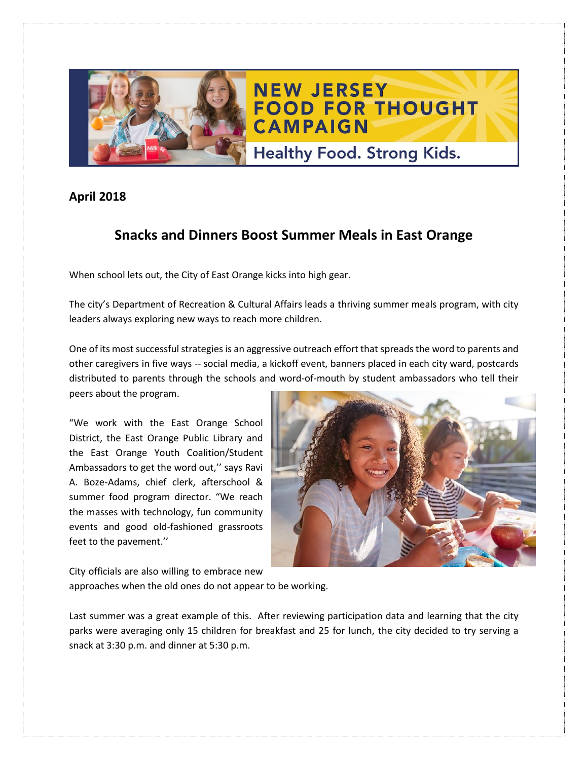NEW JERSEY FOOD FOR THOUGHT CAMPAIGN

Healthy Food. Strong Kids.

**April 2018**

## Snacks and Dinners Boost Summer Meals in East Orange

When school lets out, the City of East Orange kicks into high gear.

The city's Department of Recreation & Cultural Affairs leads a thriving summer meals program, with city leaders always exploring new ways to reach more children.

One of its most successful strategies is an aggressive outreach effort that spreads the word to parents and other caregivers in five ways -- social media, a kickoff event, banners placed in each city ward, postcards distributed to parents through the schools and word-of-mouth by student ambassadors who tell their peers about the program.

"We work with the East Orange School District, the East Orange Public Library and the East Orange Youth Coalition/Student Ambassadors to get the word out,'' says Ravi A. Boze-Adams, chief clerk, afterschool & summer food program director. "We reach the masses with technology, fun community events and good old-fashioned grassroots feet to the pavement.''

City officials are also willing to embrace new approaches when the old ones do not appear to be working.

Last summer was a great example of this. After reviewing participation data and learning that the city parks were averaging only 15 children for breakfast and 25 for lunch, the city decided to try serving a snack at 3:30 p.m. and dinner at 5:30 p.m.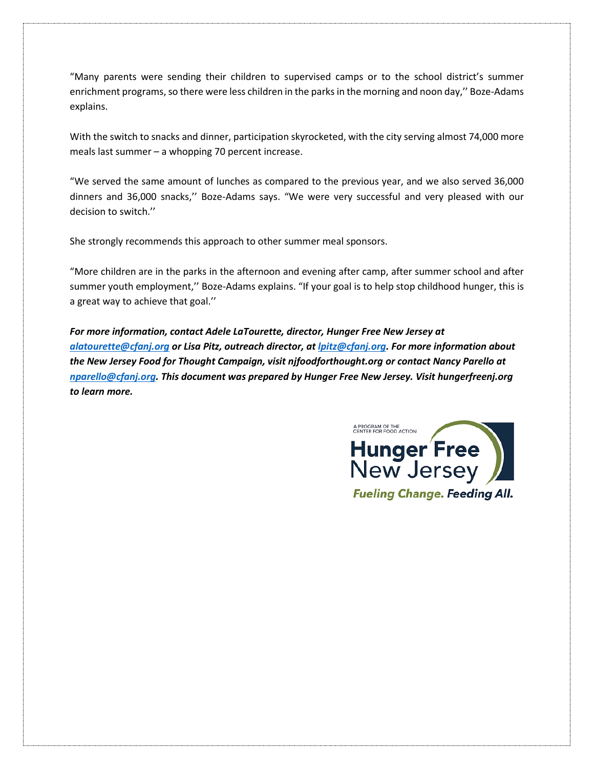"Many parents were sending their children to supervised camps or to the school district's summer enrichment programs, so there were less children in the parks in the morning and noon day,'' Boze-Adams explains.

With the switch to snacks and dinner, participation skyrocketed, with the city serving almost 74,000 more meals last summer – a whopping 70 percent increase.

"We served the same amount of lunches as compared to the previous year, and we also served 36,000 dinners and 36,000 snacks,'' Boze-Adams says. "We were very successful and very pleased with our decision to switch.''

She strongly recommends this approach to other summer meal sponsors.

"More children are in the parks in the afternoon and evening after camp, after summer school and after summer youth employment,'' Boze-Adams explains. "If your goal is to help stop childhood hunger, this is a great way to achieve that goal.''

***For more information, contact Adele LaTourette, director, Hunger Free New Jersey at alatourette@cfanj.org or Lisa Pitz, outreach director, at lpitz@cfanj.org. For more information about the New Jersey Food for Thought Campaign, visit njfoodforthought.org or contact Nancy Parello at nparello@cfanj.org. This document was prepared by Hunger Free New Jersey. Visit hungerfreenj.org to learn more.***

A PROGRAM OF THE CENTER FOR FOOD ACTION

Hunger Free New Jersey

Fueling Change. Feeding All.